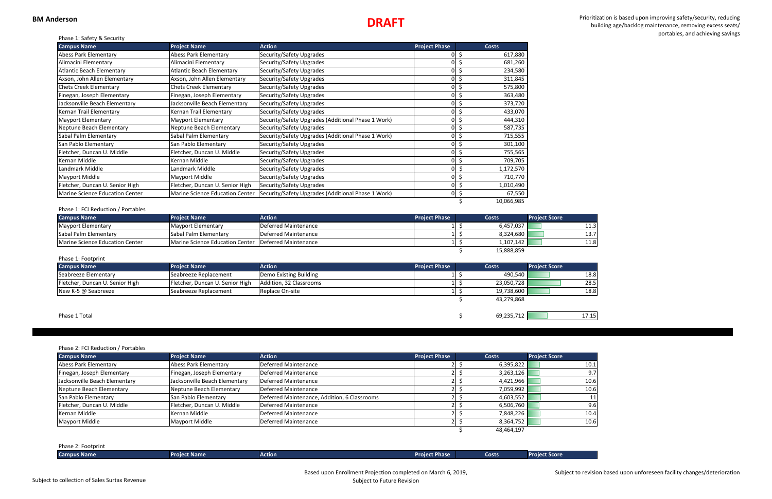**BM Anderson**

# DRAFT

Prioritization is based upon improving safety/security, reducing building age/backlog maintenance, removing excess seats/ portables, and achieving savings

Phase 1: Safety & Security

| Campus Name | Project Name | Action | Project Phase | Costs |
|---|---|---|---|---|
| Abess Park Elementary | Abess Park Elementary | Security/Safety Upgrades | 0 | $ 617,880 |
| Alimacini Elementary | Alimacini Elementary | Security/Safety Upgrades | 0 | $ 681,260 |
| Atlantic Beach Elementary | Atlantic Beach Elementary | Security/Safety Upgrades | 0 | $ 234,580 |
| Axson, John Allen Elementary | Axson, John Allen Elementary | Security/Safety Upgrades | 0 | $ 311,845 |
| Chets Creek Elementary | Chets Creek Elementary | Security/Safety Upgrades | 0 | $ 575,800 |
| Finegan, Joseph Elementary | Finegan, Joseph Elementary | Security/Safety Upgrades | 0 | $ 363,480 |
| Jacksonville Beach Elementary | Jacksonville Beach Elementary | Security/Safety Upgrades | 0 | $ 373,720 |
| Kernan Trail Elementary | Kernan Trail Elementary | Security/Safety Upgrades | 0 | $ 433,070 |
| Mayport Elementary | Mayport Elementary | Security/Safety Upgrades (Additional Phase 1 Work) | 0 | $ 444,310 |
| Neptune Beach Elementary | Neptune Beach Elementary | Security/Safety Upgrades | 0 | $ 587,735 |
| Sabal Palm Elementary | Sabal Palm Elementary | Security/Safety Upgrades (Additional Phase 1 Work) | 0 | $ 715,555 |
| San Pablo Elementary | San Pablo Elementary | Security/Safety Upgrades | 0 | $ 301,100 |
| Fletcher, Duncan U. Middle | Fletcher, Duncan U. Middle | Security/Safety Upgrades | 0 | $ 755,565 |
| Kernan Middle | Kernan Middle | Security/Safety Upgrades | 0 | $ 709,705 |
| Landmark Middle | Landmark Middle | Security/Safety Upgrades | 0 | $ 1,172,570 |
| Mayport Middle | Mayport Middle | Security/Safety Upgrades | 0 | $ 710,770 |
| Fletcher, Duncan U. Senior High | Fletcher, Duncan U. Senior High | Security/Safety Upgrades | 0 | $ 1,010,490 |
| Marine Science Education Center | Marine Science Education Center | Security/Safety Upgrades (Additional Phase 1 Work) | 0 | $ 67,550 |
| | | | | $ 10,066,985 |

Phase 1: FCI Reduction / Portables

| Campus Name | Project Name | Action | Project Phase | Costs | Project Score |
|---|---|---|---|---|---|
| Mayport Elementary | Mayport Elementary | Deferred Maintenance | 1 | $ 6,457,037 | 11.3 |
| Sabal Palm Elementary | Sabal Palm Elementary | Deferred Maintenance | 1 | $ 8,324,680 | 13.7 |
| Marine Science Education Center | Marine Science Education Center | Deferred Maintenance | 1 | $ 1,107,142 | 11.8 |
| | | | | $ 15,888,859 | |

Phase 1: Footprint

| Campus Name | Project Name | Action | Project Phase | Costs | Project Score |
|---|---|---|---|---|---|
| Seabreeze Elementary | Seabreeze Replacement | Demo Existing Building | 1 | $ 490,540 | 18.8 |
| Fletcher, Duncan U. Senior High | Fletcher, Duncan U. Senior High | Addition, 32 Classrooms | 1 | $ 23,050,728 | 28.5 |
| New K-5 @ Seabreeze | Seabreeze Replacement | Replace On-site | 1 | $ 19,738,600 | 18.8 |
| | | | | $ 43,279,868 | |

| Phase 1 Total | | | | $ 69,235,712 | 17.15 |
|---|---|---|---|---|---|

Phase 2: FCI Reduction / Portables

| Campus Name | Project Name | Action | Project Phase | Costs | Project Score |
|---|---|---|---|---|---|
| Abess Park Elementary | Abess Park Elementary | Deferred Maintenance | 2 | $ 6,395,822 | 10.1 |
| Finegan, Joseph Elementary | Finegan, Joseph Elementary | Deferred Maintenance | 2 | $ 3,263,126 | 9.7 |
| Jacksonville Beach Elementary | Jacksonville Beach Elementary | Deferred Maintenance | 2 | $ 4,421,966 | 10.6 |
| Neptune Beach Elementary | Neptune Beach Elementary | Deferred Maintenance | 2 | $ 7,059,992 | 10.6 |
| San Pablo Elementary | San Pablo Elementary | Deferred Maintenance, Addition, 6 Classrooms | 2 | $ 4,603,552 | 11 |
| Fletcher, Duncan U. Middle | Fletcher, Duncan U. Middle | Deferred Maintenance | 2 | $ 6,506,760 | 9.6 |
| Kernan Middle | Kernan Middle | Deferred Maintenance | 2 | $ 7,848,226 | 10.4 |
| Mayport Middle | Mayport Middle | Deferred Maintenance | 2 | $ 8,364,752 | 10.6 |
| | | | | $ 48,464,197 | |

Phase 2: Footprint

| Campus Name | Project Name | Action | Project Phase | Costs | Project Score |
|---|---|---|---|---|---|

Subject to collection of Sales Surtax Revenue

Based upon Enrollment Projection completed on March 6, 2019, Subject to Future Revision

Subject to revision based upon unforeseen facility changes/deterioration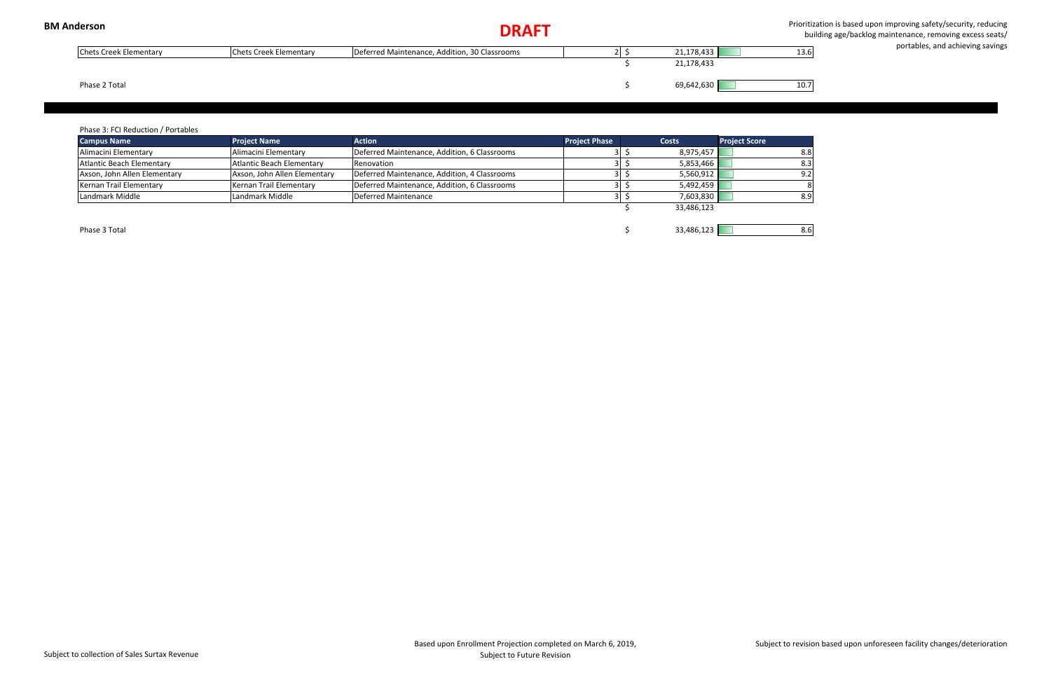**BM Anderson**

**DRAFT**

Prioritization is based upon improving safety/security, reducing building age/backlog maintenance, removing excess seats/portables, and achieving savings

| | | | | | | |
|---|---|---|---|---|---|---|
| Chets Creek Elementary | Chets Creek Elementary | Deferred Maintenance, Addition, 30 Classrooms | 2 | $ | 21,178,433 | 13.6 |
| | | | | $ | 21,178,433 | |
| Phase 2 Total | | | | $ | 69,642,630 | 10.7 |

Phase 3: FCI Reduction / Portables

| Campus Name | Project Name | Action | Project Phase | | Costs | Project Score |
|---|---|---|---|---|---|---|
| Alimacini Elementary | Alimacini Elementary | Deferred Maintenance, Addition, 6 Classrooms | 3 | $ | 8,975,457 | 8.8 |
| Atlantic Beach Elementary | Atlantic Beach Elementary | Renovation | 3 | $ | 5,853,466 | 8.3 |
| Axson, John Allen Elementary | Axson, John Allen Elementary | Deferred Maintenance, Addition, 4 Classrooms | 3 | $ | 5,560,912 | 9.2 |
| Kernan Trail Elementary | Kernan Trail Elementary | Deferred Maintenance, Addition, 6 Classrooms | 3 | $ | 5,492,459 | 8 |
| Landmark Middle | Landmark Middle | Deferred Maintenance | 3 | $ | 7,603,830 | 8.9 |
| | | | | $ | 33,486,123 | |
| Phase 3 Total | | | | $ | 33,486,123 | 8.6 |

Subject to collection of Sales Surtax Revenue

Based upon Enrollment Projection completed on March 6, 2019, Subject to Future Revision

Subject to revision based upon unforeseen facility changes/deterioration